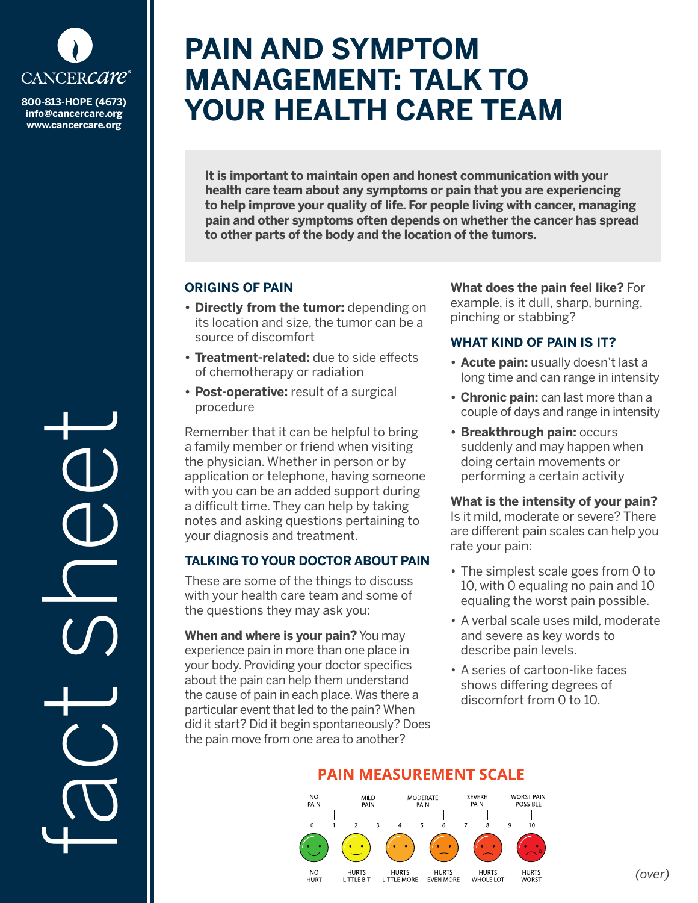CANCERcare®

800-813-HOPE (4673)
info@cancercare.org
www.cancercare.org

fact sheet

# PAIN AND SYMPTOM MANAGEMENT: TALK TO YOUR HEALTH CARE TEAM

**It is important to maintain open and honest communication with your health care team about any symptoms or pain that you are experiencing to help improve your quality of life. For people living with cancer, managing pain and other symptoms often depends on whether the cancer has spread to other parts of the body and the location of the tumors.**

## ORIGINS OF PAIN

- **Directly from the tumor:** depending on its location and size, the tumor can be a source of discomfort
- **Treatment-related:** due to side effects of chemotherapy or radiation
- **Post-operative:** result of a surgical procedure

Remember that it can be helpful to bring a family member or friend when visiting the physician. Whether in person or by application or telephone, having someone with you can be an added support during a difficult time. They can help by taking notes and asking questions pertaining to your diagnosis and treatment.

## TALKING TO YOUR DOCTOR ABOUT PAIN

These are some of the things to discuss with your health care team and some of the questions they may ask you:

**When and where is your pain?** You may experience pain in more than one place in your body. Providing your doctor specifics about the pain can help them understand the cause of pain in each place. Was there a particular event that led to the pain? When did it start? Did it begin spontaneously? Does the pain move from one area to another?

**What does the pain feel like?** For example, is it dull, sharp, burning, pinching or stabbing?

## WHAT KIND OF PAIN IS IT?

- **Acute pain:** usually doesn't last a long time and can range in intensity
- **Chronic pain:** can last more than a couple of days and range in intensity
- **Breakthrough pain:** occurs suddenly and may happen when doing certain movements or performing a certain activity

**What is the intensity of your pain?** Is it mild, moderate or severe? There are different pain scales can help you rate your pain:

- The simplest scale goes from 0 to 10, with 0 equaling no pain and 10 equaling the worst pain possible.
- A verbal scale uses mild, moderate and severe as key words to describe pain levels.
- A series of cartoon-like faces shows differing degrees of discomfort from 0 to 10.

## PAIN MEASUREMENT SCALE

NO PAIN — MILD PAIN — MODERATE PAIN — SEVERE PAIN — WORST PAIN POSSIBLE

0 1 2 3 4 5 6 7 8 9 10

NO HURT — HURTS LITTLE BIT — HURTS LITTLE MORE — HURTS EVEN MORE — HURTS WHOLE LOT — HURTS WORST

*(over)*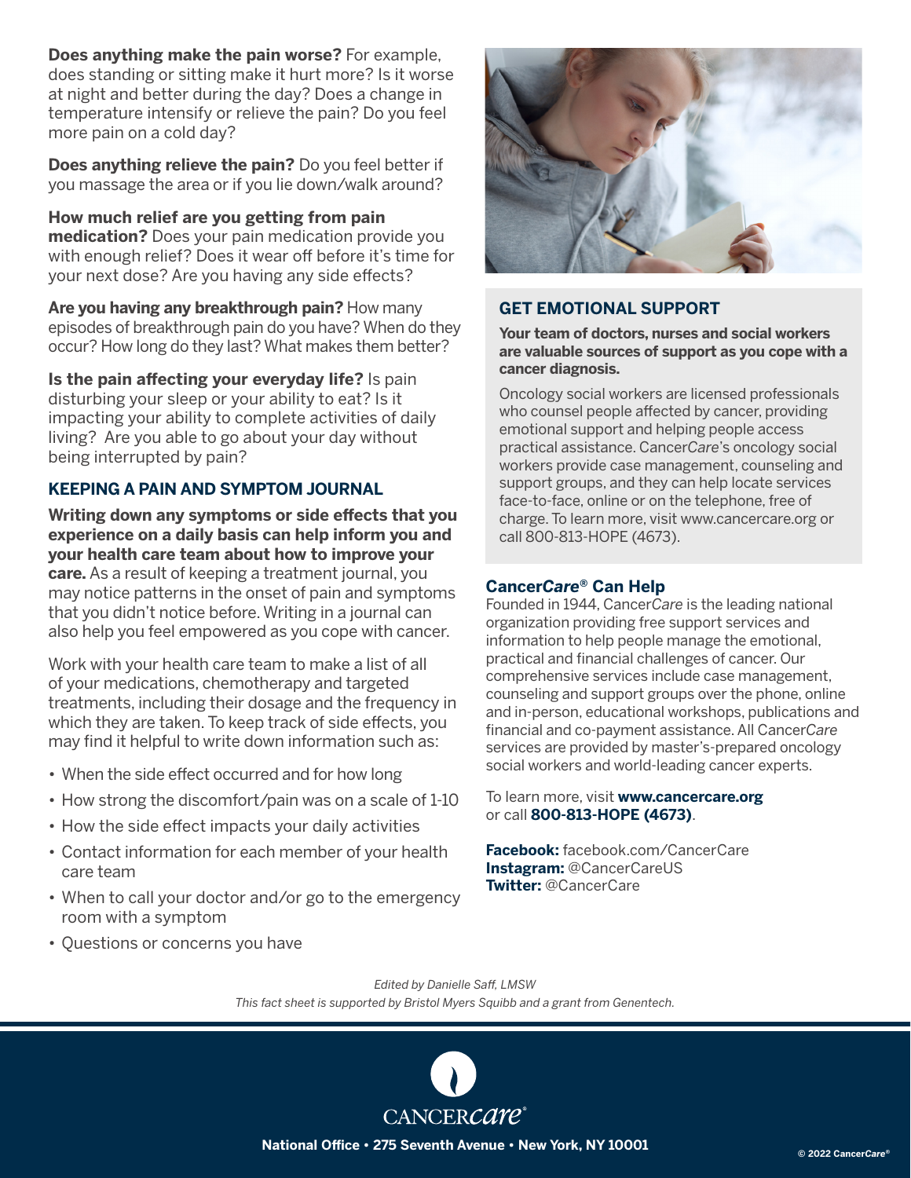**Does anything make the pain worse?** For example, does standing or sitting make it hurt more? Is it worse at night and better during the day? Does a change in temperature intensify or relieve the pain? Do you feel more pain on a cold day?

**Does anything relieve the pain?** Do you feel better if you massage the area or if you lie down/walk around?

**How much relief are you getting from pain medication?** Does your pain medication provide you with enough relief? Does it wear off before it's time for your next dose? Are you having any side effects?

**Are you having any breakthrough pain?** How many episodes of breakthrough pain do you have? When do they occur? How long do they last? What makes them better?

**Is the pain affecting your everyday life?** Is pain disturbing your sleep or your ability to eat? Is it impacting your ability to complete activities of daily living? Are you able to go about your day without being interrupted by pain?

## KEEPING A PAIN AND SYMPTOM JOURNAL

**Writing down any symptoms or side effects that you experience on a daily basis can help inform you and your health care team about how to improve your care.** As a result of keeping a treatment journal, you may notice patterns in the onset of pain and symptoms that you didn't notice before. Writing in a journal can also help you feel empowered as you cope with cancer.

Work with your health care team to make a list of all of your medications, chemotherapy and targeted treatments, including their dosage and the frequency in which they are taken. To keep track of side effects, you may find it helpful to write down information such as:

- When the side effect occurred and for how long
- How strong the discomfort/pain was on a scale of 1-10
- How the side effect impacts your daily activities
- Contact information for each member of your health care team
- When to call your doctor and/or go to the emergency room with a symptom
- Questions or concerns you have

## GET EMOTIONAL SUPPORT

**Your team of doctors, nurses and social workers are valuable sources of support as you cope with a cancer diagnosis.**

Oncology social workers are licensed professionals who counsel people affected by cancer, providing emotional support and helping people access practical assistance. Cancer*Care*'s oncology social workers provide case management, counseling and support groups, and they can help locate services face-to-face, online or on the telephone, free of charge. To learn more, visit www.cancercare.org or call 800-813-HOPE (4673).

## Cancer*Care*® Can Help

Founded in 1944, Cancer*Care* is the leading national organization providing free support services and information to help people manage the emotional, practical and financial challenges of cancer. Our comprehensive services include case management, counseling and support groups over the phone, online and in-person, educational workshops, publications and financial and co-payment assistance. All Cancer*Care* services are provided by master's-prepared oncology social workers and world-leading cancer experts.

To learn more, visit **www.cancercare.org** or call **800-813-HOPE (4673)**.

**Facebook:** facebook.com/CancerCare
**Instagram:** @CancerCareUS
**Twitter:** @CancerCare

*Edited by Danielle Saff, LMSW*
*This fact sheet is supported by Bristol Myers Squibb and a grant from Genentech.*

CANCER*care*®

**National Office • 275 Seventh Avenue • New York, NY 10001**

© 2022 CancerCare®